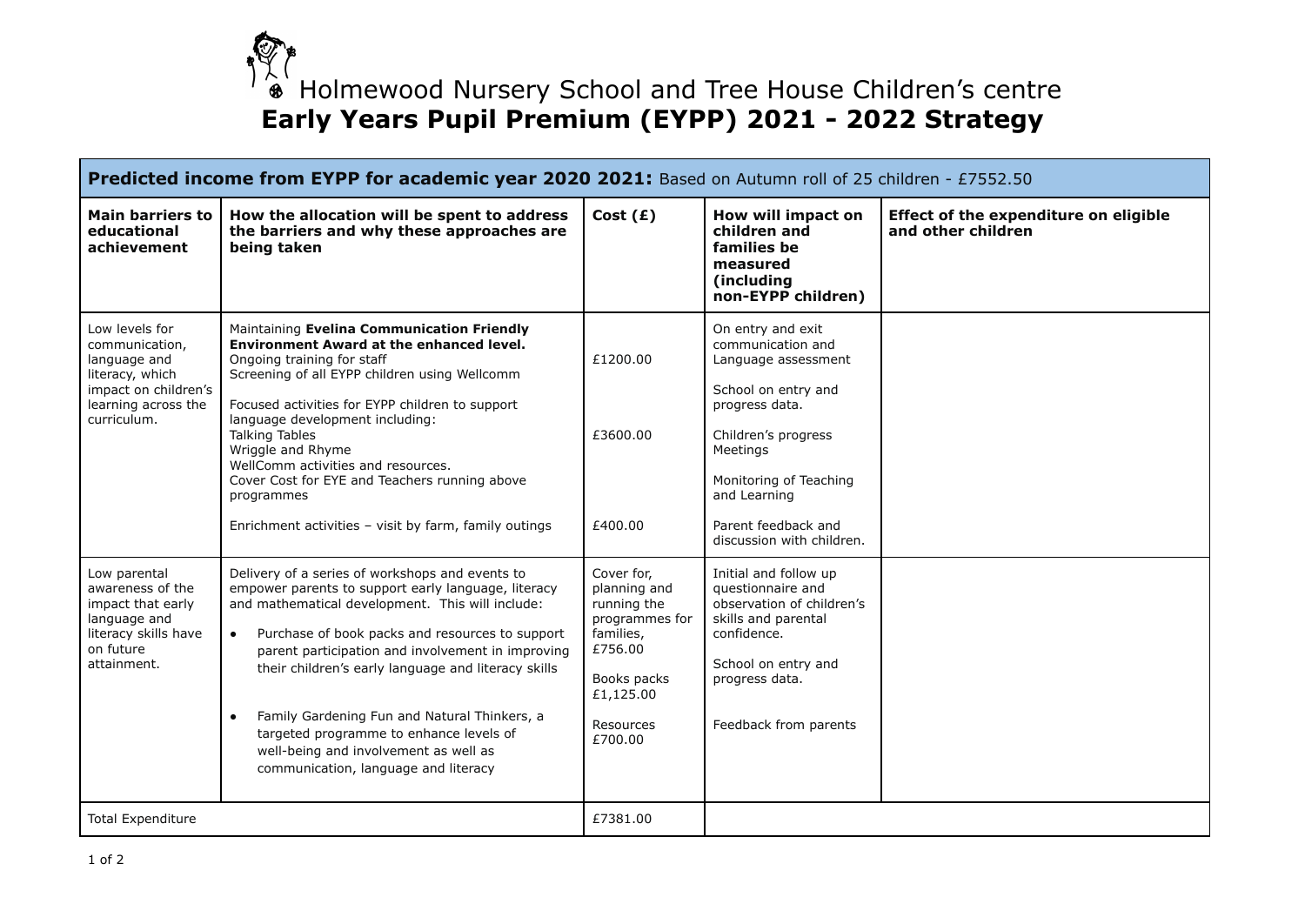# Holmewood Nursery School and Tree House Children's centre

# Early Years Pupil Premium (EYPP) 2021 - 2022 Strategy

| **Predicted income from EYPP for academic year 2020 2021:** Based on Autumn roll of 25 children - £7552.50 | | | | |
|---|---|---|---|---|
| **Main barriers to educational achievement** | **How the allocation will be spent to address the barriers and why these approaches are being taken** | **Cost (£)** | **How will impact on children and families be measured (including non-EYPP children)** | **Effect of the expenditure on eligible and other children** |
| Low levels for communication, language and literacy, which impact on children's learning across the curriculum. | Maintaining **Evelina Communication Friendly Environment Award at the enhanced level.**<br>Ongoing training for staff<br>Screening of all EYPP children using Wellcomm<br><br>Focused activities for EYPP children to support language development including:<br>Talking Tables<br>Wriggle and Rhyme<br>WellComm activities and resources.<br>Cover Cost for EYE and Teachers running above programmes<br><br>Enrichment activities – visit by farm, family outings | £1200.00<br><br>£3600.00<br><br>£400.00 | On entry and exit communication and Language assessment<br><br>School on entry and progress data.<br><br>Children's progress Meetings<br><br>Monitoring of Teaching and Learning<br><br>Parent feedback and discussion with children. | |
| Low parental awareness of the impact that early language and literacy skills have on future attainment. | Delivery of a series of workshops and events to empower parents to support early language, literacy and mathematical development. This will include:<br>• Purchase of book packs and resources to support parent participation and involvement in improving their children's early language and literacy skills<br>• Family Gardening Fun and Natural Thinkers, a targeted programme to enhance levels of well-being and involvement as well as communication, language and literacy | Cover for, planning and running the programmes for families, £756.00<br><br>Books packs £1,125.00<br><br>Resources £700.00 | Initial and follow up questionnaire and observation of children's skills and parental confidence.<br><br>School on entry and progress data.<br><br>Feedback from parents | |
| Total Expenditure | | £7381.00 | | |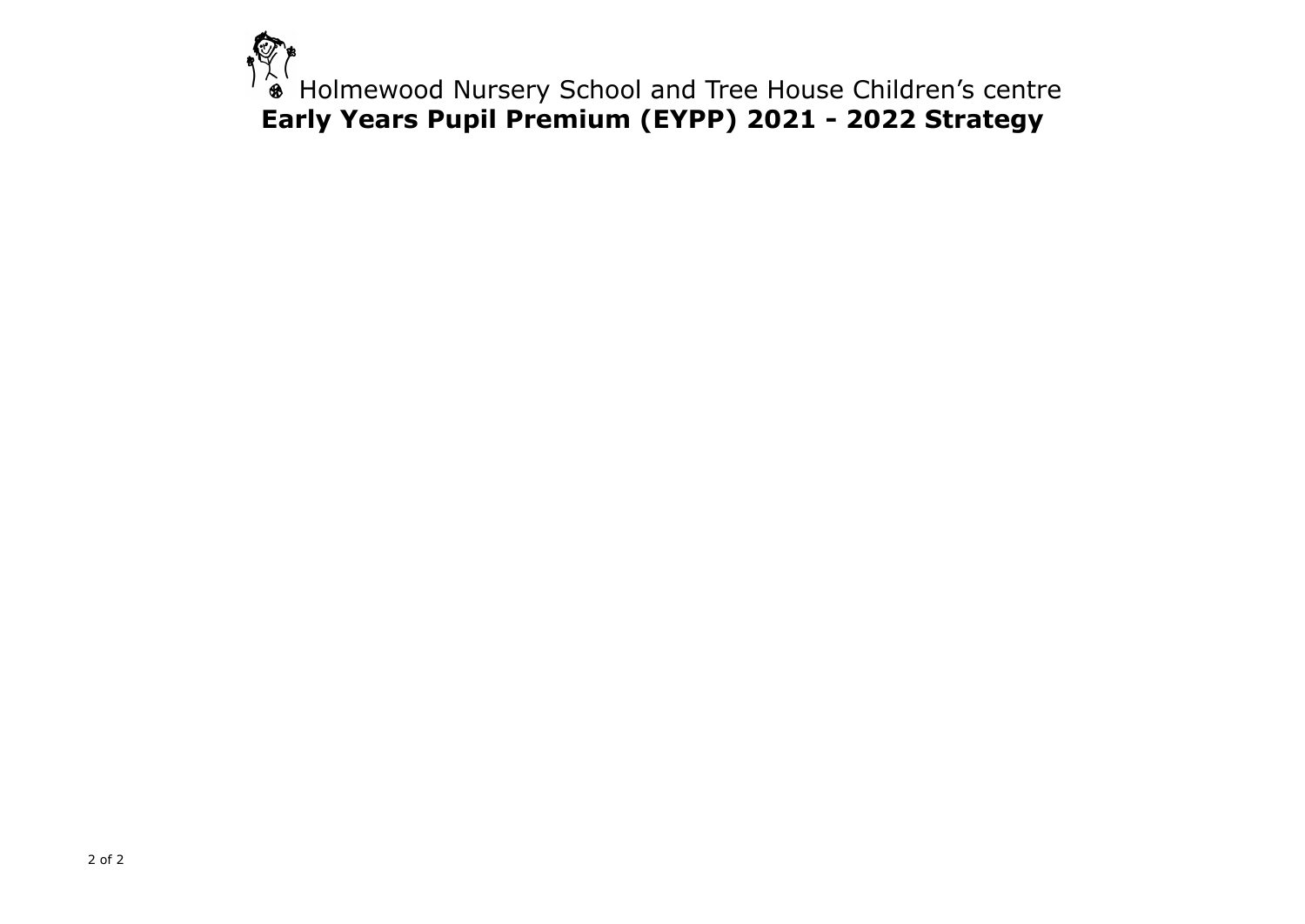Holmewood Nursery School and Tree House Children's centre

**Early Years Pupil Premium (EYPP) 2021 - 2022 Strategy**